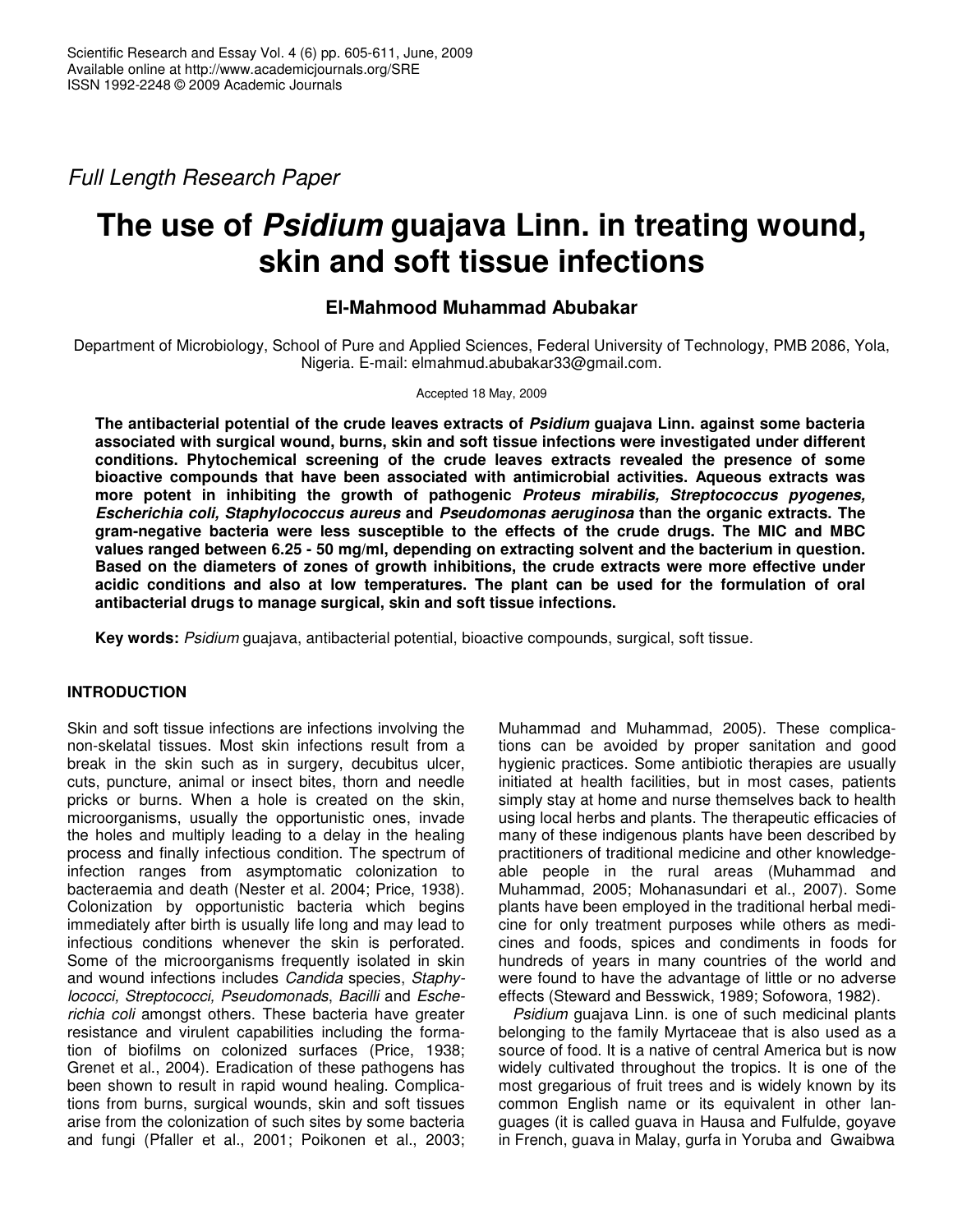*Full Length Research Paper*

# The use of *Psidium* guajava Linn. in treating wound, skin and soft tissue infections

**El-Mahmood Muhammad Abubakar**

Department of Microbiology, School of Pure and Applied Sciences, Federal University of Technology, PMB 2086, Yola, Nigeria. E-mail: elmahmud.abubakar33@gmail.com.

Accepted 18 May, 2009

**The antibacterial potential of the crude leaves extracts of *Psidium* guajava Linn. against some bacteria associated with surgical wound, burns, skin and soft tissue infections were investigated under different conditions. Phytochemical screening of the crude leaves extracts revealed the presence of some bioactive compounds that have been associated with antimicrobial activities. Aqueous extracts was more potent in inhibiting the growth of pathogenic *Proteus mirabilis, Streptococcus pyogenes, Escherichia coli, Staphylococcus aureus* and *Pseudomonas aeruginosa* than the organic extracts. The gram-negative bacteria were less susceptible to the effects of the crude drugs. The MIC and MBC values ranged between 6.25 - 50 mg/ml, depending on extracting solvent and the bacterium in question. Based on the diameters of zones of growth inhibitions, the crude extracts were more effective under acidic conditions and also at low temperatures. The plant can be used for the formulation of oral antibacterial drugs to manage surgical, skin and soft tissue infections.**

**Key words:** *Psidium* guajava, antibacterial potential, bioactive compounds, surgical, soft tissue.

## INTRODUCTION

Skin and soft tissue infections are infections involving the non-skelatal tissues. Most skin infections result from a break in the skin such as in surgery, decubitus ulcer, cuts, puncture, animal or insect bites, thorn and needle pricks or burns. When a hole is created on the skin, microorganisms, usually the opportunistic ones, invade the holes and multiply leading to a delay in the healing process and finally infectious condition. The spectrum of infection ranges from asymptomatic colonization to bacteraemia and death (Nester et al. 2004; Price, 1938). Colonization by opportunistic bacteria which begins immediately after birth is usually life long and may lead to infectious conditions whenever the skin is perforated. Some of the microorganisms frequently isolated in skin and wound infections includes *Candida* species, *Staphylococci, Streptococci, Pseudomonads*, *Bacilli* and *Escherichia coli* amongst others. These bacteria have greater resistance and virulent capabilities including the formation of biofilms on colonized surfaces (Price, 1938; Grenet et al., 2004). Eradication of these pathogens has been shown to result in rapid wound healing. Complications from burns, surgical wounds, skin and soft tissues arise from the colonization of such sites by some bacteria and fungi (Pfaller et al., 2001; Poikonen et al., 2003; Muhammad and Muhammad, 2005). These complications can be avoided by proper sanitation and good hygienic practices. Some antibiotic therapies are usually initiated at health facilities, but in most cases, patients simply stay at home and nurse themselves back to health using local herbs and plants. The therapeutic efficacies of many of these indigenous plants have been described by practitioners of traditional medicine and other knowledgeable people in the rural areas (Muhammad and Muhammad, 2005; Mohanasundari et al., 2007). Some plants have been employed in the traditional herbal medicine for only treatment purposes while others as medicines and foods, spices and condiments in foods for hundreds of years in many countries of the world and were found to have the advantage of little or no adverse effects (Steward and Besswick, 1989; Sofowora, 1982).

*Psidium* guajava Linn. is one of such medicinal plants belonging to the family Myrtaceae that is also used as a source of food. It is a native of central America but is now widely cultivated throughout the tropics. It is one of the most gregarious of fruit trees and is widely known by its common English name or its equivalent in other languages (it is called guava in Hausa and Fulfulde, goyave in French, guava in Malay, gurfa in Yoruba and Gwaibwa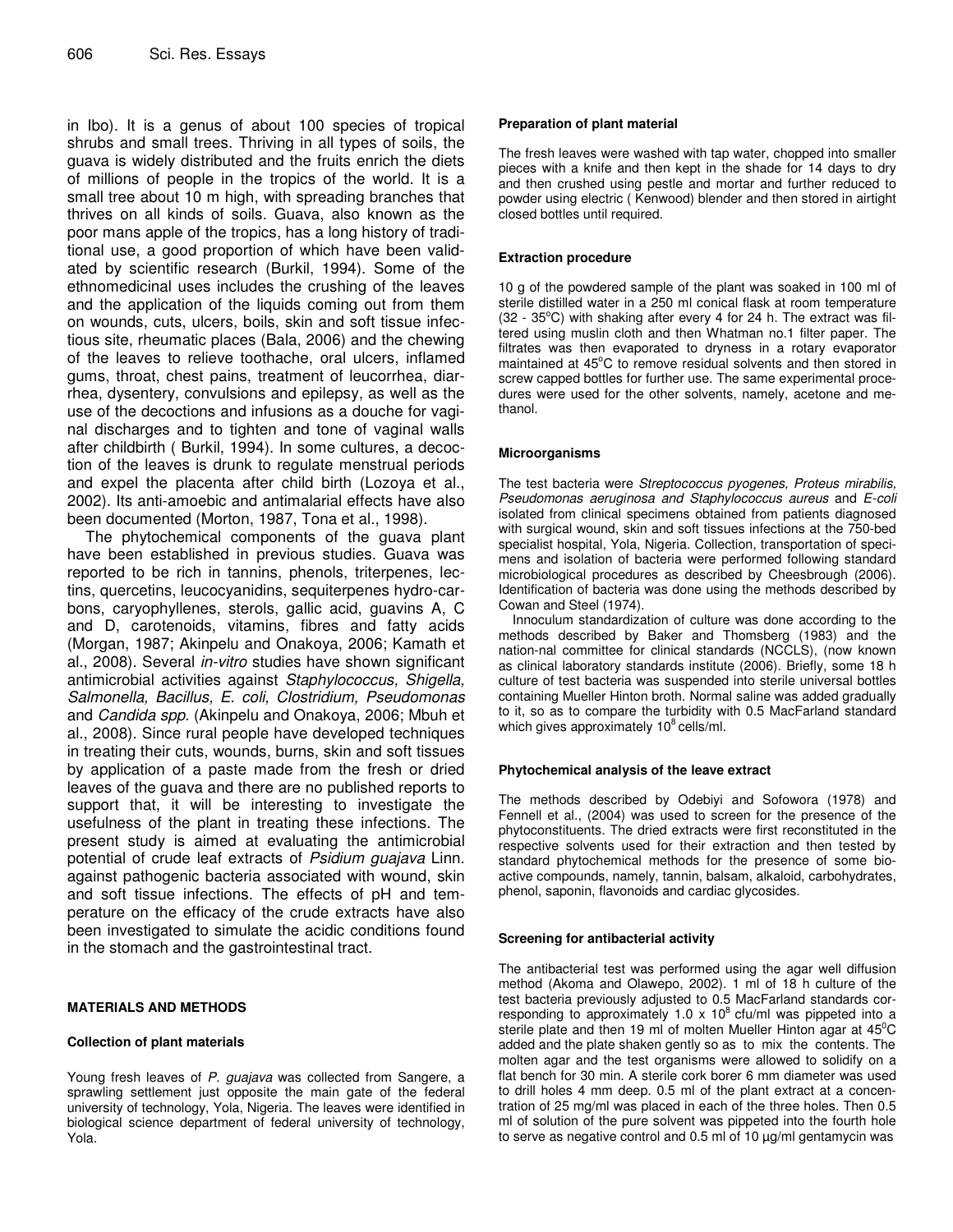in Ibo). It is a genus of about 100 species of tropical shrubs and small trees. Thriving in all types of soils, the guava is widely distributed and the fruits enrich the diets of millions of people in the tropics of the world. It is a small tree about 10 m high, with spreading branches that thrives on all kinds of soils. Guava, also known as the poor mans apple of the tropics, has a long history of traditional use, a good proportion of which have been validated by scientific research (Burkil, 1994). Some of the ethnomedicinal uses includes the crushing of the leaves and the application of the liquids coming out from them on wounds, cuts, ulcers, boils, skin and soft tissue infectious site, rheumatic places (Bala, 2006) and the chewing of the leaves to relieve toothache, oral ulcers, inflamed gums, throat, chest pains, treatment of leucorrhea, diarrhea, dysentery, convulsions and epilepsy, as well as the use of the decoctions and infusions as a douche for vaginal discharges and to tighten and tone of vaginal walls after childbirth ( Burkil, 1994). In some cultures, a decoction of the leaves is drunk to regulate menstrual periods and expel the placenta after child birth (Lozoya et al., 2002). Its anti-amoebic and antimalarial effects have also been documented (Morton, 1987, Tona et al., 1998).

The phytochemical components of the guava plant have been established in previous studies. Guava was reported to be rich in tannins, phenols, triterpenes, lectins, quercetins, leucocyanidins, sequiterpenes hydro-carbons, caryophyllenes, sterols, gallic acid, guavins A, C and D, carotenoids, vitamins, fibres and fatty acids (Morgan, 1987; Akinpelu and Onakoya, 2006; Kamath et al., 2008). Several *in-vitro* studies have shown significant antimicrobial activities against *Staphylococcus, Shigella, Salmonella, Bacillus, E. coli, Clostridium, Pseudomonas* and *Candida spp.* (Akinpelu and Onakoya, 2006; Mbuh et al., 2008). Since rural people have developed techniques in treating their cuts, wounds, burns, skin and soft tissues by application of a paste made from the fresh or dried leaves of the guava and there are no published reports to support that, it will be interesting to investigate the usefulness of the plant in treating these infections. The present study is aimed at evaluating the antimicrobial potential of crude leaf extracts of *Psidium guajava* Linn. against pathogenic bacteria associated with wound, skin and soft tissue infections. The effects of pH and temperature on the efficacy of the crude extracts have also been investigated to simulate the acidic conditions found in the stomach and the gastrointestinal tract.

## MATERIALS AND METHODS

### Collection of plant materials

Young fresh leaves of *P. guajava* was collected from Sangere, a sprawling settlement just opposite the main gate of the federal university of technology, Yola, Nigeria. The leaves were identified in biological science department of federal university of technology, Yola.

### Preparation of plant material

The fresh leaves were washed with tap water, chopped into smaller pieces with a knife and then kept in the shade for 14 days to dry and then crushed using pestle and mortar and further reduced to powder using electric ( Kenwood) blender and then stored in airtight closed bottles until required.

### Extraction procedure

10 g of the powdered sample of the plant was soaked in 100 ml of sterile distilled water in a 250 ml conical flask at room temperature (32 - 35°C) with shaking after every 4 for 24 h. The extract was filtered using muslin cloth and then Whatman no.1 filter paper. The filtrates was then evaporated to dryness in a rotary evaporator maintained at 45°C to remove residual solvents and then stored in screw capped bottles for further use. The same experimental procedures were used for the other solvents, namely, acetone and methanol.

### Microorganisms

The test bacteria were *Streptococcus pyogenes, Proteus mirabilis, Pseudomonas aeruginosa and Staphylococcus aureus* and *E-coli* isolated from clinical specimens obtained from patients diagnosed with surgical wound, skin and soft tissues infections at the 750-bed specialist hospital, Yola, Nigeria. Collection, transportation of specimens and isolation of bacteria were performed following standard microbiological procedures as described by Cheesbrough (2006). Identification of bacteria was done using the methods described by Cowan and Steel (1974).

Innoculum standardization of culture was done according to the methods described by Baker and Thomsberg (1983) and the nation-nal committee for clinical standards (NCCLS), (now known as clinical laboratory standards institute (2006). Briefly, some 18 h culture of test bacteria was suspended into sterile universal bottles containing Mueller Hinton broth. Normal saline was added gradually to it, so as to compare the turbidity with 0.5 MacFarland standard which gives approximately $10^8$ cells/ml.

### Phytochemical analysis of the leave extract

The methods described by Odebiyi and Sofowora (1978) and Fennell et al., (2004) was used to screen for the presence of the phytoconstituents. The dried extracts were first reconstituted in the respective solvents used for their extraction and then tested by standard phytochemical methods for the presence of some bioactive compounds, namely, tannin, balsam, alkaloid, carbohydrates, phenol, saponin, flavonoids and cardiac glycosides.

### Screening for antibacterial activity

The antibacterial test was performed using the agar well diffusion method (Akoma and Olawepo, 2002). 1 ml of 18 h culture of the test bacteria previously adjusted to 0.5 MacFarland standards corresponding to approximately $1.0 \times 10^8$ cfu/ml was pipetted into a sterile plate and then 19 ml of molten Mueller Hinton agar at 45°C added and the plate shaken gently so as to mix the contents. The molten agar and the test organisms were allowed to solidify on a flat bench for 30 min. A sterile cork borer 6 mm diameter was used to drill holes 4 mm deep. 0.5 ml of the plant extract at a concentration of 25 mg/ml was placed in each of the three holes. Then 0.5 ml of solution of the pure solvent was pipetted into the fourth hole to serve as negative control and 0.5 ml of 10 µg/ml gentamycin was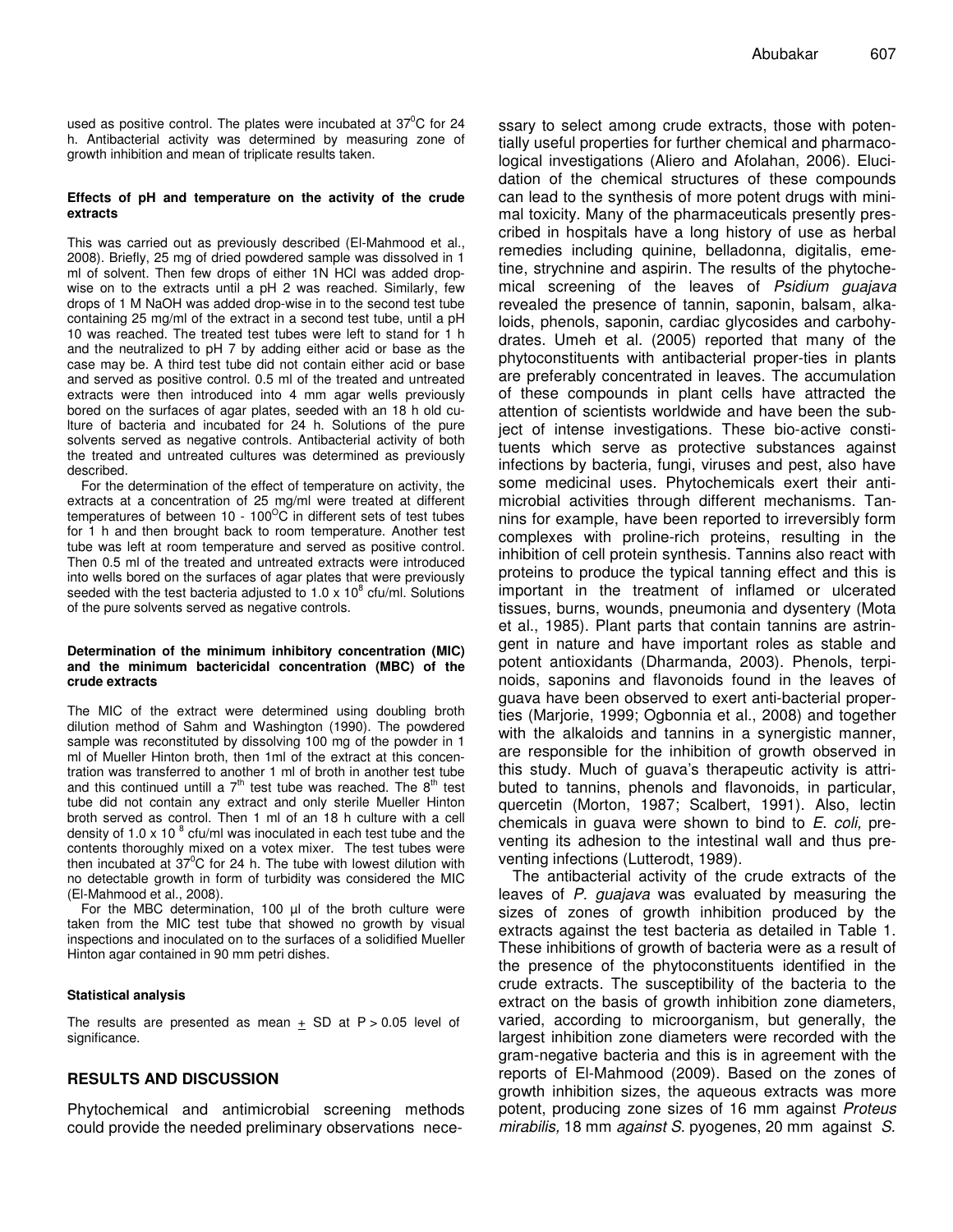used as positive control. The plates were incubated at $37^0C$ for 24 h. Antibacterial activity was determined by measuring zone of growth inhibition and mean of triplicate results taken.

#### Effects of pH and temperature on the activity of the crude extracts

This was carried out as previously described (El-Mahmood et al., 2008). Briefly, 25 mg of dried powdered sample was dissolved in 1 ml of solvent. Then few drops of either 1N HCl was added drop-wise on to the extracts until a pH 2 was reached. Similarly, few drops of 1 M NaOH was added drop-wise in to the second test tube containing 25 mg/ml of the extract in a second test tube, until a pH 10 was reached. The treated test tubes were left to stand for 1 h and the neutralized to pH 7 by adding either acid or base as the case may be. A third test tube did not contain either acid or base and served as positive control. 0.5 ml of the treated and untreated extracts were then introduced into 4 mm agar wells previously bored on the surfaces of agar plates, seeded with an 18 h old culture of bacteria and incubated for 24 h. Solutions of the pure solvents served as negative controls. Antibacterial activity of both the treated and untreated cultures was determined as previously described.

For the determination of the effect of temperature on activity, the extracts at a concentration of 25 mg/ml were treated at different temperatures of between 10 - $100^OC$ in different sets of test tubes for 1 h and then brought back to room temperature. Another test tube was left at room temperature and served as positive control. Then 0.5 ml of the treated and untreated extracts were introduced into wells bored on the surfaces of agar plates that were previously seeded with the test bacteria adjusted to $1.0 \times 10^8$ cfu/ml. Solutions of the pure solvents served as negative controls.

#### Determination of the minimum inhibitory concentration (MIC) and the minimum bactericidal concentration (MBC) of the crude extracts

The MIC of the extract were determined using doubling broth dilution method of Sahm and Washington (1990). The powdered sample was reconstituted by dissolving 100 mg of the powder in 1 ml of Mueller Hinton broth, then 1ml of the extract at this concentration was transferred to another 1 ml of broth in another test tube and this continued untill a $7^{th}$ test tube was reached. The $8^{th}$ test tube did not contain any extract and only sterile Mueller Hinton broth served as control. Then 1 ml of an 18 h culture with a cell density of $1.0 \times 10^8$ cfu/ml was inoculated in each test tube and the contents thoroughly mixed on a votex mixer. The test tubes were then incubated at $37^0C$ for 24 h. The tube with lowest dilution with no detectable growth in form of turbidity was considered the MIC (El-Mahmood et al., 2008).

For the MBC determination, 100 µl of the broth culture were taken from the MIC test tube that showed no growth by visual inspections and inoculated on to the surfaces of a solidified Mueller Hinton agar contained in 90 mm petri dishes.

#### Statistical analysis

The results are presented as mean $\pm$ SD at $P > 0.05$ level of significance.

## RESULTS AND DISCUSSION

Phytochemical and antimicrobial screening methods could provide the needed preliminary observations necessary to select among crude extracts, those with potentially useful properties for further chemical and pharmacological investigations (Aliero and Afolahan, 2006). Elucidation of the chemical structures of these compounds can lead to the synthesis of more potent drugs with minimal toxicity. Many of the pharmaceuticals presently prescribed in hospitals have a long history of use as herbal remedies including quinine, belladonna, digitalis, emetine, strychnine and aspirin. The results of the phytochemical screening of the leaves of *Psidium guajava* revealed the presence of tannin, saponin, balsam, alkaloids, phenols, saponin, cardiac glycosides and carbohydrates. Umeh et al. (2005) reported that many of the phytoconstituents with antibacterial proper-ties in plants are preferably concentrated in leaves. The accumulation of these compounds in plant cells have attracted the attention of scientists worldwide and have been the subject of intense investigations. These bio-active constituents which serve as protective substances against infections by bacteria, fungi, viruses and pest, also have some medicinal uses. Phytochemicals exert their antimicrobial activities through different mechanisms. Tannins for example, have been reported to irreversibly form complexes with proline-rich proteins, resulting in the inhibition of cell protein synthesis. Tannins also react with proteins to produce the typical tanning effect and this is important in the treatment of inflamed or ulcerated tissues, burns, wounds, pneumonia and dysentery (Mota et al., 1985). Plant parts that contain tannins are astringent in nature and have important roles as stable and potent antioxidants (Dharmanda, 2003). Phenols, terpinoids, saponins and flavonoids found in the leaves of guava have been observed to exert anti-bacterial properties (Marjorie, 1999; Ogbonnia et al., 2008) and together with the alkaloids and tannins in a synergistic manner, are responsible for the inhibition of growth observed in this study. Much of guava's therapeutic activity is attributed to tannins, phenols and flavonoids, in particular, quercetin (Morton, 1987; Scalbert, 1991). Also, lectin chemicals in guava were shown to bind to *E. coli,* preventing its adhesion to the intestinal wall and thus preventing infections (Lutterodt, 1989).

The antibacterial activity of the crude extracts of the leaves of *P. guajava* was evaluated by measuring the sizes of zones of growth inhibition produced by the extracts against the test bacteria as detailed in Table 1. These inhibitions of growth of bacteria were as a result of the presence of the phytoconstituents identified in the crude extracts. The susceptibility of the bacteria to the extract on the basis of growth inhibition zone diameters, varied, according to microorganism, but generally, the largest inhibition zone diameters were recorded with the gram-negative bacteria and this is in agreement with the reports of El-Mahmood (2009). Based on the zones of growth inhibition sizes, the aqueous extracts was more potent, producing zone sizes of 16 mm against *Proteus mirabilis,* 18 mm *against S.* pyogenes, 20 mm against *S.*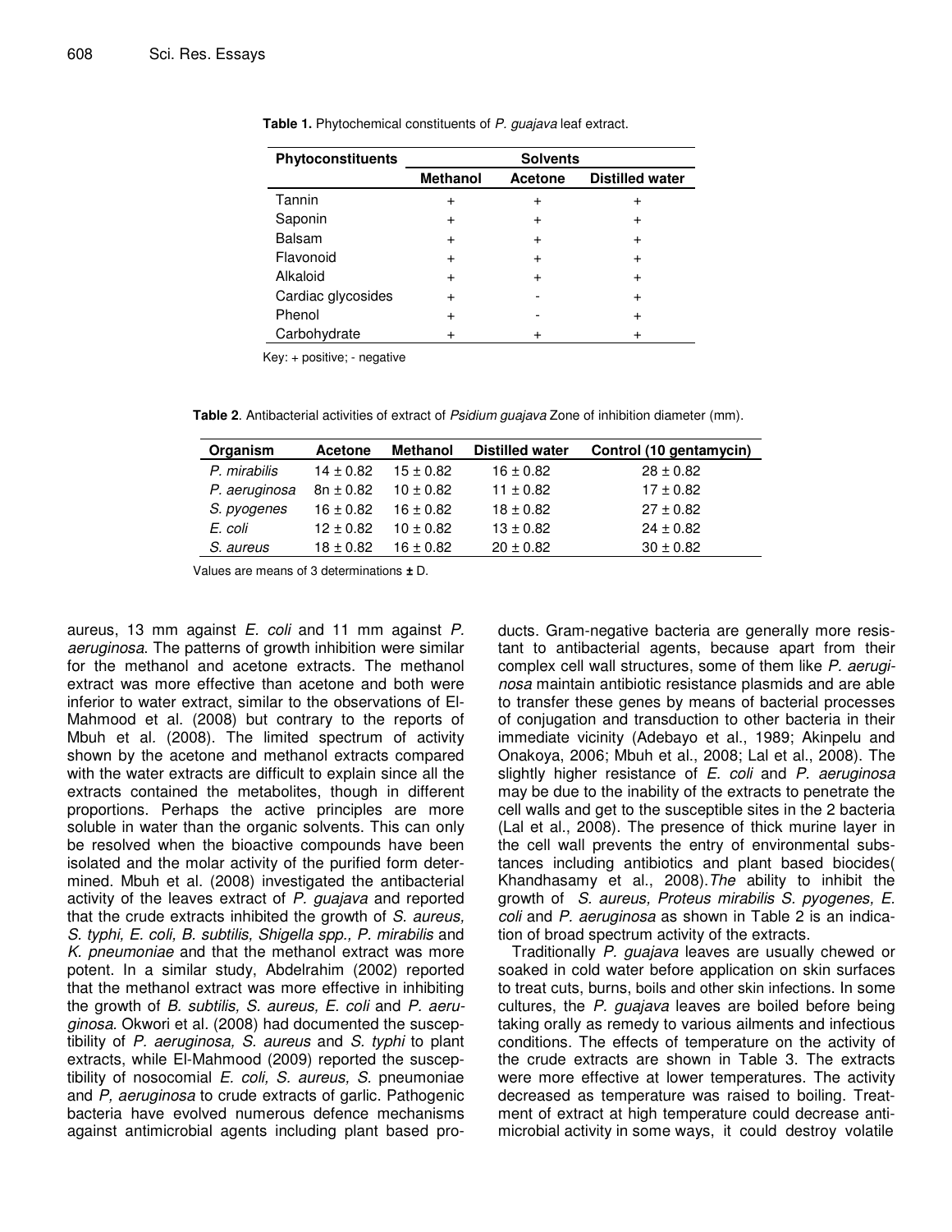**Table 1.** Phytochemical constituents of *P. guajava* leaf extract.

| Phytoconstituents | Solvents | | |
|---|---|---|---|
| | Methanol | Acetone | Distilled water |
| Tannin | + | + | + |
| Saponin | + | + | + |
| Balsam | + | + | + |
| Flavonoid | + | + | + |
| Alkaloid | + | + | + |
| Cardiac glycosides | + | - | + |
| Phenol | + | - | + |
| Carbohydrate | + | + | + |

Key: + positive; - negative

**Table 2**. Antibacterial activities of extract of *Psidium guajava* Zone of inhibition diameter (mm).

| Organism | Acetone | Methanol | Distilled water | Control (10 gentamycin) |
|---|---|---|---|---|
| *P. mirabilis* | 14 ± 0.82 | 15 ± 0.82 | 16 ± 0.82 | 28 ± 0.82 |
| *P. aeruginosa* | 8n ± 0.82 | 10 ± 0.82 | 11 ± 0.82 | 17 ± 0.82 |
| *S. pyogenes* | 16 ± 0.82 | 16 ± 0.82 | 18 ± 0.82 | 27 ± 0.82 |
| *E. coli* | 12 ± 0.82 | 10 ± 0.82 | 13 ± 0.82 | 24 ± 0.82 |
| *S. aureus* | 18 ± 0.82 | 16 ± 0.82 | 20 ± 0.82 | 30 ± 0.82 |

Values are means of 3 determinations **±** D.

aureus, 13 mm against *E. coli* and 11 mm against *P. aeruginosa*. The patterns of growth inhibition were similar for the methanol and acetone extracts. The methanol extract was more effective than acetone and both were inferior to water extract, similar to the observations of El-Mahmood et al. (2008) but contrary to the reports of Mbuh et al. (2008). The limited spectrum of activity shown by the acetone and methanol extracts compared with the water extracts are difficult to explain since all the extracts contained the metabolites, though in different proportions. Perhaps the active principles are more soluble in water than the organic solvents. This can only be resolved when the bioactive compounds have been isolated and the molar activity of the purified form determined. Mbuh et al. (2008) investigated the antibacterial activity of the leaves extract of *P. guajava* and reported that the crude extracts inhibited the growth of *S. aureus, S. typhi, E. coli, B. subtilis, Shigella spp., P. mirabilis* and *K. pneumoniae* and that the methanol extract was more potent. In a similar study, Abdelrahim (2002) reported that the methanol extract was more effective in inhibiting the growth of *B. subtilis, S. aureus, E. coli* and *P. aeruginosa*. Okwori et al. (2008) had documented the susceptibility of *P. aeruginosa, S. aureus* and *S. typhi* to plant extracts, while El-Mahmood (2009) reported the susceptibility of nosocomial *E. coli, S. aureus, S.* pneumoniae and *P, aeruginosa* to crude extracts of garlic. Pathogenic bacteria have evolved numerous defence mechanisms against antimicrobial agents including plant based products. Gram-negative bacteria are generally more resistant to antibacterial agents, because apart from their complex cell wall structures, some of them like *P. aeruginosa* maintain antibiotic resistance plasmids and are able to transfer these genes by means of bacterial processes of conjugation and transduction to other bacteria in their immediate vicinity (Adebayo et al., 1989; Akinpelu and Onakoya, 2006; Mbuh et al., 2008; Lal et al., 2008). The slightly higher resistance of *E. coli* and *P. aeruginosa* may be due to the inability of the extracts to penetrate the cell walls and get to the susceptible sites in the 2 bacteria (Lal et al., 2008). The presence of thick murine layer in the cell wall prevents the entry of environmental substances including antibiotics and plant based biocides( Khandhasamy et al., 2008).*The* ability to inhibit the growth of *S. aureus, Proteus mirabilis S. pyogenes, E. coli* and *P. aeruginosa* as shown in Table 2 is an indication of broad spectrum activity of the extracts.

Traditionally *P. guajava* leaves are usually chewed or soaked in cold water before application on skin surfaces to treat cuts, burns, boils and other skin infections. In some cultures, the *P. guajava* leaves are boiled before being taking orally as remedy to various ailments and infectious conditions. The effects of temperature on the activity of the crude extracts are shown in Table 3. The extracts were more effective at lower temperatures. The activity decreased as temperature was raised to boiling. Treatment of extract at high temperature could decrease antimicrobial activity in some ways, it could destroy volatile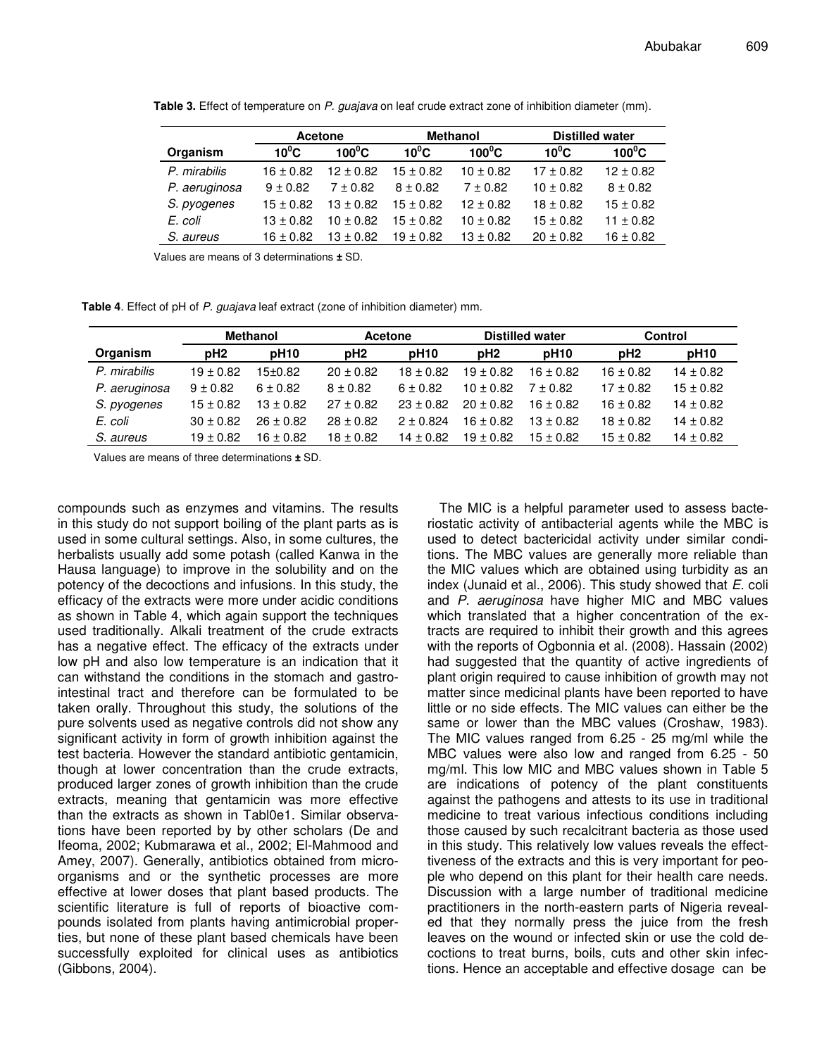**Table 3.** Effect of temperature on *P. guajava* on leaf crude extract zone of inhibition diameter (mm).

| | Acetone | | Methanol | | Distilled water | |
|---|---|---|---|---|---|---|
| **Organism** | **$10^0$C** | **$100^0$C** | **$10^0$C** | **$100^0$C** | **$10^0$C** | **$100^0$C** |
| *P. mirabilis* | 16 ± 0.82 | 12 ± 0.82 | 15 ± 0.82 | 10 ± 0.82 | 17 ± 0.82 | 12 ± 0.82 |
| *P. aeruginosa* | 9 ± 0.82 | 7 ± 0.82 | 8 ± 0.82 | 7 ± 0.82 | 10 ± 0.82 | 8 ± 0.82 |
| *S. pyogenes* | 15 ± 0.82 | 13 ± 0.82 | 15 ± 0.82 | 12 ± 0.82 | 18 ± 0.82 | 15 ± 0.82 |
| *E. coli* | 13 ± 0.82 | 10 ± 0.82 | 15 ± 0.82 | 10 ± 0.82 | 15 ± 0.82 | 11 ± 0.82 |
| *S. aureus* | 16 ± 0.82 | 13 ± 0.82 | 19 ± 0.82 | 13 ± 0.82 | 20 ± 0.82 | 16 ± 0.82 |

Values are means of 3 determinations **±** SD.

**Table 4**. Effect of pH of *P. guajava* leaf extract (zone of inhibition diameter) mm.

| | Methanol | | Acetone | | Distilled water | | Control | |
|---|---|---|---|---|---|---|---|---|
| **Organism** | **pH2** | **pH10** | **pH2** | **pH10** | **pH2** | **pH10** | **pH2** | **pH10** |
| *P. mirabilis* | 19 ± 0.82 | 15±0.82 | 20 ± 0.82 | 18 ± 0.82 | 19 ± 0.82 | 16 ± 0.82 | 16 ± 0.82 | 14 ± 0.82 |
| *P. aeruginosa* | 9 ± 0.82 | 6 ± 0.82 | 8 ± 0.82 | 6 ± 0.82 | 10 ± 0.82 | 7 ± 0.82 | 17 ± 0.82 | 15 ± 0.82 |
| *S. pyogenes* | 15 ± 0.82 | 13 ± 0.82 | 27 ± 0.82 | 23 ± 0.82 | 20 ± 0.82 | 16 ± 0.82 | 16 ± 0.82 | 14 ± 0.82 |
| *E. coli* | 30 ± 0.82 | 26 ± 0.82 | 28 ± 0.82 | 2 ± 0.824 | 16 ± 0.82 | 13 ± 0.82 | 18 ± 0.82 | 14 ± 0.82 |
| *S. aureus* | 19 ± 0.82 | 16 ± 0.82 | 18 ± 0.82 | 14 ± 0.82 | 19 ± 0.82 | 15 ± 0.82 | 15 ± 0.82 | 14 ± 0.82 |

Values are means of three determinations **±** SD.

compounds such as enzymes and vitamins. The results in this study do not support boiling of the plant parts as is used in some cultural settings. Also, in some cultures, the herbalists usually add some potash (called Kanwa in the Hausa language) to improve in the solubility and on the potency of the decoctions and infusions. In this study, the efficacy of the extracts were more under acidic conditions as shown in Table 4, which again support the techniques used traditionally. Alkali treatment of the crude extracts has a negative effect. The efficacy of the extracts under low pH and also low temperature is an indication that it can withstand the conditions in the stomach and gastrointestinal tract and therefore can be formulated to be taken orally. Throughout this study, the solutions of the pure solvents used as negative controls did not show any significant activity in form of growth inhibition against the test bacteria. However the standard antibiotic gentamicin, though at lower concentration than the crude extracts, produced larger zones of growth inhibition than the crude extracts, meaning that gentamicin was more effective than the extracts as shown in Tabl0e1. Similar observations have been reported by by other scholars (De and Ifeoma, 2002; Kubmarawa et al., 2002; El-Mahmood and Amey, 2007). Generally, antibiotics obtained from microorganisms and or the synthetic processes are more effective at lower doses that plant based products. The scientific literature is full of reports of bioactive compounds isolated from plants having antimicrobial properties, but none of these plant based chemicals have been successfully exploited for clinical uses as antibiotics (Gibbons, 2004).

The MIC is a helpful parameter used to assess bacteriostatic activity of antibacterial agents while the MBC is used to detect bactericidal activity under similar conditions. The MBC values are generally more reliable than the MIC values which are obtained using turbidity as an index (Junaid et al., 2006). This study showed that *E.* coli and *P. aeruginosa* have higher MIC and MBC values which translated that a higher concentration of the extracts are required to inhibit their growth and this agrees with the reports of Ogbonnia et al. (2008). Hassain (2002) had suggested that the quantity of active ingredients of plant origin required to cause inhibition of growth may not matter since medicinal plants have been reported to have little or no side effects. The MIC values can either be the same or lower than the MBC values (Croshaw, 1983). The MIC values ranged from 6.25 - 25 mg/ml while the MBC values were also low and ranged from 6.25 - 50 mg/ml. This low MIC and MBC values shown in Table 5 are indications of potency of the plant constituents against the pathogens and attests to its use in traditional medicine to treat various infectious conditions including those caused by such recalcitrant bacteria as those used in this study. This relatively low values reveals the effecttiveness of the extracts and this is very important for people who depend on this plant for their health care needs. Discussion with a large number of traditional medicine practitioners in the north-eastern parts of Nigeria revealed that they normally press the juice from the fresh leaves on the wound or infected skin or use the cold decoctions to treat burns, boils, cuts and other skin infections. Hence an acceptable and effective dosage can be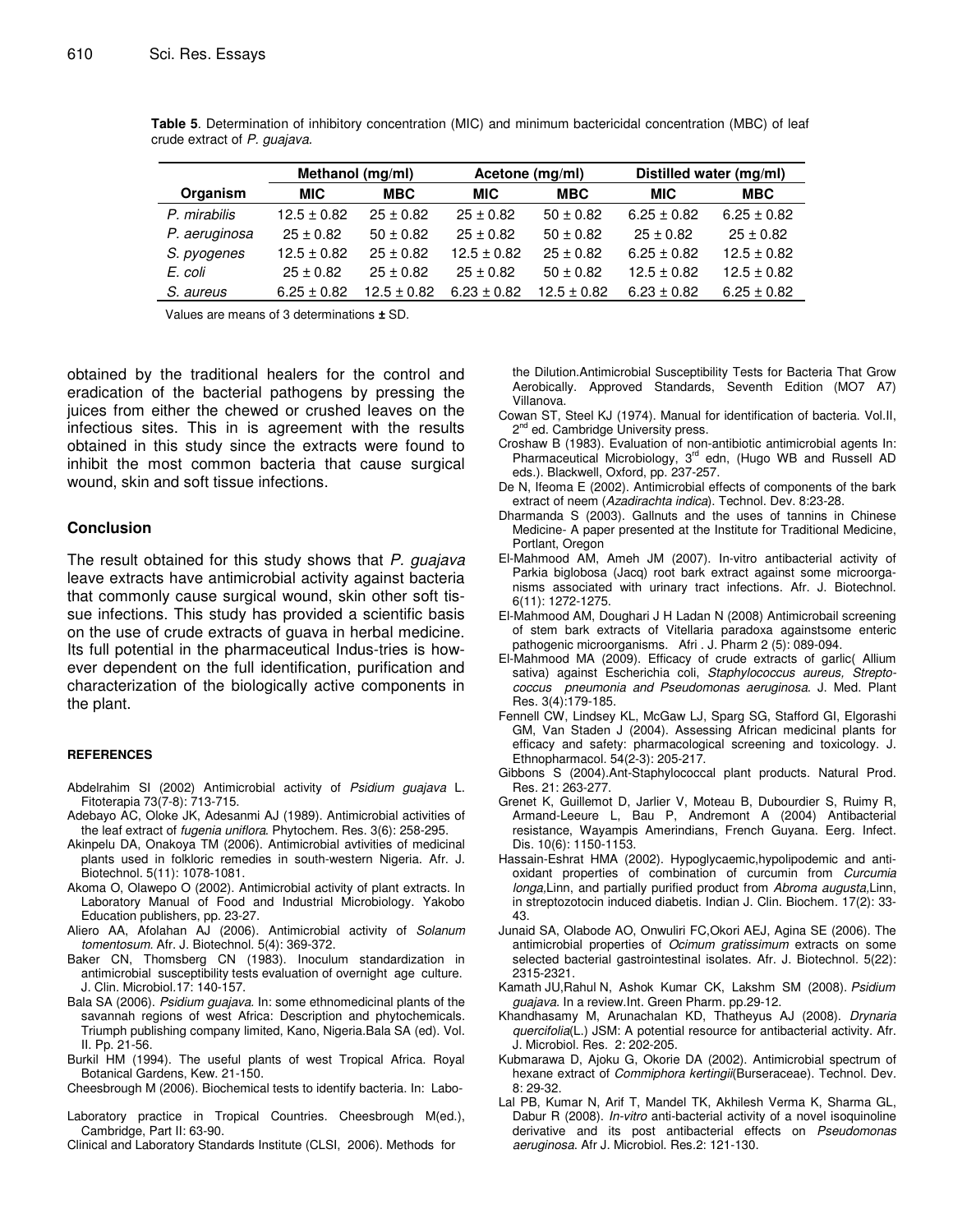**Table 5**. Determination of inhibitory concentration (MIC) and minimum bactericidal concentration (MBC) of leaf crude extract of *P. guajava*.

| Organism | Methanol (mg/ml) | | Acetone (mg/ml) | | Distilled water (mg/ml) | |
|---|---|---|---|---|---|---|
| | MIC | MBC | MIC | MBC | MIC | MBC |
| *P. mirabilis* | 12.5 ± 0.82 | 25 ± 0.82 | 25 ± 0.82 | 50 ± 0.82 | 6.25 ± 0.82 | 6.25 ± 0.82 |
| *P. aeruginosa* | 25 ± 0.82 | 50 ± 0.82 | 25 ± 0.82 | 50 ± 0.82 | 25 ± 0.82 | 25 ± 0.82 |
| *S. pyogenes* | 12.5 ± 0.82 | 25 ± 0.82 | 12.5 ± 0.82 | 25 ± 0.82 | 6.25 ± 0.82 | 12.5 ± 0.82 |
| *E. coli* | 25 ± 0.82 | 25 ± 0.82 | 25 ± 0.82 | 50 ± 0.82 | 12.5 ± 0.82 | 12.5 ± 0.82 |
| *S. aureus* | 6.25 ± 0.82 | 12.5 ± 0.82 | 6.23 ± 0.82 | 12.5 ± 0.82 | 6.23 ± 0.82 | 6.25 ± 0.82 |

Values are means of 3 determinations **±** SD.

obtained by the traditional healers for the control and eradication of the bacterial pathogens by pressing the juices from either the chewed or crushed leaves on the infectious sites. This in is agreement with the results obtained in this study since the extracts were found to inhibit the most common bacteria that cause surgical wound, skin and soft tissue infections.

## Conclusion

The result obtained for this study shows that *P. guajava* leave extracts have antimicrobial activity against bacteria that commonly cause surgical wound, skin other soft tissue infections. This study has provided a scientific basis on the use of crude extracts of guava in herbal medicine. Its full potential in the pharmaceutical Indus-tries is however dependent on the full identification, purification and characterization of the biologically active components in the plant.

### REFERENCES

Abdelrahim SI (2002) Antimicrobial activity of *Psidium guajava* L. Fitoterapia 73(7-8): 713-715.

Adebayo AC, Oloke JK, Adesanmi AJ (1989). Antimicrobial activities of the leaf extract of *fugenia uniflora*. Phytochem. Res. 3(6): 258-295.

Akinpelu DA, Onakoya TM (2006). Antimicrobial avtivities of medicinal plants used in folkloric remedies in south-western Nigeria. Afr. J. Biotechnol. 5(11): 1078-1081.

Akoma O, Olawepo O (2002). Antimicrobial activity of plant extracts. In Laboratory Manual of Food and Industrial Microbiology. Yakobo Education publishers, pp. 23-27.

Aliero AA, Afolahan AJ (2006). Antimicrobial activity of *Solanum tomentosum.* Afr. J. Biotechnol. 5(4): 369-372.

Baker CN, Thomsberg CN (1983). Inoculum standardization in antimicrobial susceptibility tests evaluation of overnight age culture. J. Clin. Microbiol.17: 140-157.

Bala SA (2006). *Psidium guajava*. In: some ethnomedicinal plants of the savannah regions of west Africa: Description and phytochemicals. Triumph publishing company limited, Kano, Nigeria.Bala SA (ed). Vol. II. Pp. 21-56.

Burkil HM (1994). The useful plants of west Tropical Africa. Royal Botanical Gardens, Kew. 21-150.

Cheesbrough M (2006). Biochemical tests to identify bacteria. In: Labo-

Laboratory practice in Tropical Countries. Cheesbrough M(ed.), Cambridge, Part II: 63-90.

Clinical and Laboratory Standards Institute (CLSI, 2006). Methods for the Dilution.Antimicrobial Susceptibility Tests for Bacteria That Grow Aerobically. Approved Standards, Seventh Edition (MO7 A7) Villanova.

Cowan ST, Steel KJ (1974). Manual for identification of bacteria. Vol.II, 2nd ed. Cambridge University press.

Croshaw B (1983). Evaluation of non-antibiotic antimicrobial agents In: Pharmaceutical Microbiology, 3rd edn, (Hugo WB and Russell AD eds.). Blackwell, Oxford, pp. 237-257.

De N, Ifeoma E (2002). Antimicrobial effects of components of the bark extract of neem (*Azadirachta indica*). Technol. Dev. 8:23-28.

Dharmanda S (2003). Gallnuts and the uses of tannins in Chinese Medicine- A paper presented at the Institute for Traditional Medicine, Portlant, Oregon

El-Mahmood AM, Ameh JM (2007). In-vitro antibacterial activity of Parkia biglobosa (Jacq) root bark extract against some microorganisms associated with urinary tract infections. Afr. J. Biotechnol. 6(11): 1272-1275.

El-Mahmood AM, Doughari J H Ladan N (2008) Antimicrobail screening of stem bark extracts of Vitellaria paradoxa againstsome enteric pathogenic microorganisms. Afri . J. Pharm 2 (5): 089-094.

El-Mahmood MA (2009). Efficacy of crude extracts of garlic( Allium sativa) against Escherichia coli, *Staphylococcus aureus, Streptococcus pneumonia and Pseudomonas aeruginosa*. J. Med. Plant Res. 3(4):179-185.

Fennell CW, Lindsey KL, McGaw LJ, Sparg SG, Stafford GI, Elgorashi GM, Van Staden J (2004). Assessing African medicinal plants for efficacy and safety: pharmacological screening and toxicology. J. Ethnopharmacol. 54(2-3): 205-217.

Gibbons S (2004).Ant-Staphylococcal plant products. Natural Prod. Res. 21: 263-277.

Grenet K, Guillemot D, Jarlier V, Moteau B, Dubourdier S, Ruimy R, Armand-Leeure L, Bau P, Andremont A (2004) Antibacterial resistance, Wayampis Amerindians, French Guyana. Eerg. Infect. Dis. 10(6): 1150-1153.

Hassain-Eshrat HMA (2002). Hypoglycaemic,hypolipodemic and antioxidant properties of combination of curcumin from *Curcumia longa*,Linn, and partially purified product from *Abroma augusta*,Linn, in streptozotocin induced diabetis. Indian J. Clin. Biochem. 17(2): 33-43.

Junaid SA, Olabode AO, Onwuliri FC,Okori AEJ, Agina SE (2006). The antimicrobial properties of *Ocimum gratissimum* extracts on some selected bacterial gastrointestinal isolates. Afr. J. Biotechnol. 5(22): 2315-2321.

Kamath JU,Rahul N, Ashok Kumar CK, Lakshm SM (2008). *Psidium guajava*. In a review.Int. Green Pharm. pp.29-12.

Khandhasamy M, Arunachalan KD, Thatheyus AJ (2008). *Drynaria quercifolia*(L.) JSM: A potential resource for antibacterial activity. Afr. J. Microbiol. Res. 2: 202-205.

Kubmarawa D, Ajoku G, Okorie DA (2002). Antimicrobial spectrum of hexane extract of *Commiphora kertingii*(Burseraceae). Technol. Dev. 8: 29-32.

Lal PB, Kumar N, Arif T, Mandel TK, Akhilesh Verma K, Sharma GL, Dabur R (2008). *In-vitro* anti-bacterial activity of a novel isoquinoline derivative and its post antibacterial effects on *Pseudomonas aeruginosa.* Afr J. Microbiol. Res.2: 121-130.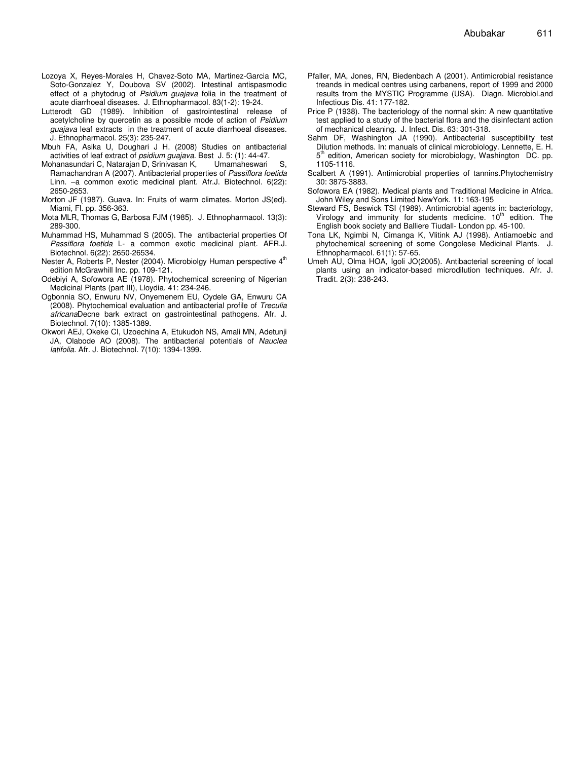Lozoya X, Reyes-Morales H, Chavez-Soto MA, Martinez-Garcia MC, Soto-Gonzalez Y, Doubova SV (2002). Intestinal antispasmodic effect of a phytodrug of *Psidium guajava* folia in the treatment of acute diarrhoeal diseases. J. Ethnopharmacol. 83(1-2): 19-24.

Lutterodt GD (1989). Inhibition of gastrointestinal release of acetylcholine by quercetin as a possible mode of action of *Psidium guajava* leaf extracts in the treatment of acute diarrhoeal diseases. J. Ethnopharmacol. 25(3): 235-247.

Mbuh FA, Asika U, Doughari J H. (2008) Studies on antibacterial activities of leaf extract of *psidium guajava*. Best J. 5: (1): 44-47.

Mohanasundari C, Natarajan D, Srinivasan K, Umamaheswari S, Ramachandran A (2007). Antibacterial properties of *Passiflora foetida* Linn. –a common exotic medicinal plant. Afr.J. Biotechnol. 6(22): 2650-2653.

Morton JF (1987). Guava. In: Fruits of warm climates. Morton JS(ed). Miami, Fl. pp. 356-363.

Mota MLR, Thomas G, Barbosa FJM (1985). J. Ethnopharmacol. 13(3): 289-300.

Muhammad HS, Muhammad S (2005). The antibacterial properties Of *Passiflora foetida* L- a common exotic medicinal plant. AFR.J. Biotechnol. 6(22): 2650-26534.

Nester A, Roberts P, Nester (2004). Microbiolgy Human perspective 4th edition McGrawhill Inc. pp. 109-121.

Odebiyi A, Sofowora AE (1978). Phytochemical screening of Nigerian Medicinal Plants (part III), Lloydia. 41: 234-246.

Ogbonnia SO, Enwuru NV, Onyemenem EU, Oydele GA, Enwuru CA (2008). Phytochemical evaluation and antibacterial profile of *Treculia africana*Decne bark extract on gastrointestinal pathogens. Afr. J. Biotechnol. 7(10): 1385-1389.

Okwori AEJ, Okeke CI, Uzoechina A, Etukudoh NS, Amali MN, Adetunji JA, Olabode AO (2008). The antibacterial potentials of *Nauclea latifolia.* Afr. J. Biotechnol. 7(10): 1394-1399.

Pfaller, MA, Jones, RN, Biedenbach A (2001). Antimicrobial resistance treands in medical centres using carbanens, report of 1999 and 2000 results from the MYSTIC Programme (USA). Diagn. Microbiol.and Infectious Dis. 41: 177-182.

Price P (1938). The bacteriology of the normal skin: A new quantitative test applied to a study of the bacterial flora and the disinfectant action of mechanical cleaning. J. Infect. Dis. 63: 301-318.

Sahm DF, Washington JA (1990). Antibacterial susceptibility test Dilution methods. In: manuals of clinical microbiology. Lennette, E. H. 5th edition, American society for microbiology, Washington DC. pp. 1105-1116.

Scalbert A (1991). Antimicrobial properties of tannins.Phytochemistry 30: 3875-3883.

Sofowora EA (1982). Medical plants and Traditional Medicine in Africa. John Wiley and Sons Limited NewYork. 11: 163-195

Steward FS, Beswick TSI (1989). Antimicrobial agents in: bacteriology, Virology and immunity for students medicine. 10th edition. The English book society and Balliere Tiudall- London pp. 45-100.

Tona LK, Ngimbi N, Cimanga K, Vlitink AJ (1998). Antiamoebic and phytochemical screening of some Congolese Medicinal Plants. J. Ethnopharmacol. 61(1): 57-65.

Umeh AU, Olma HOA, Igoli JO(2005). Antibacterial screening of local plants using an indicator-based microdilution techniques. Afr. J. Tradit. 2(3): 238-243.